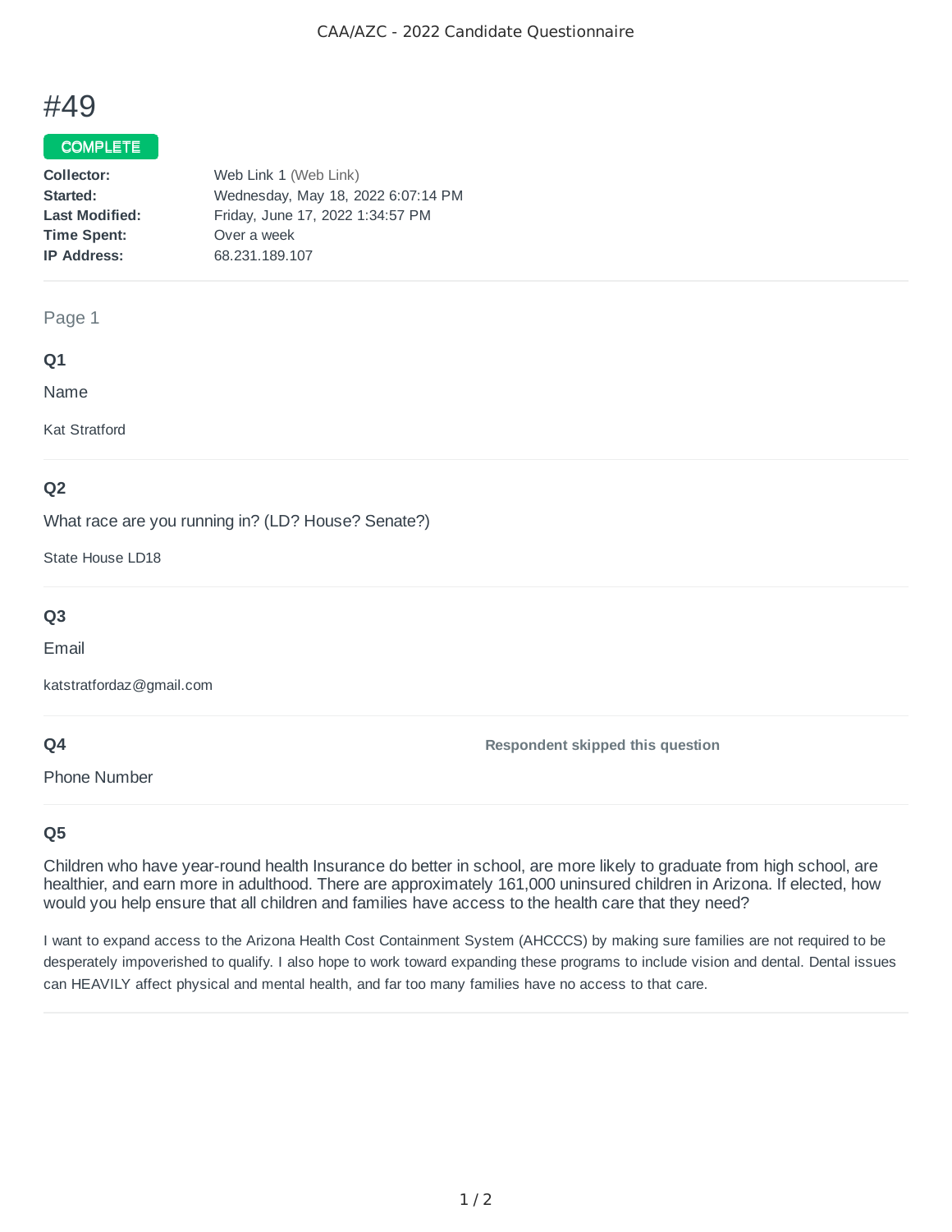# #49

**COMPLETE**

| | |
|---|---|
| **Collector:** | Web Link 1 (Web Link) |
| **Started:** | Wednesday, May 18, 2022 6:07:14 PM |
| **Last Modified:** | Friday, June 17, 2022 1:34:57 PM |
| **Time Spent:** | Over a week |
| **IP Address:** | 68.231.189.107 |

## Page 1

### Q1

Name

Kat Stratford

### Q2

What race are you running in? (LD? House? Senate?)

State House LD18

### Q3

Email

katstratfordaz@gmail.com

### Q4

Phone Number

**Respondent skipped this question**

### Q5

Children who have year-round health Insurance do better in school, are more likely to graduate from high school, are healthier, and earn more in adulthood. There are approximately 161,000 uninsured children in Arizona. If elected, how would you help ensure that all children and families have access to the health care that they need?

I want to expand access to the Arizona Health Cost Containment System (AHCCCS) by making sure families are not required to be desperately impoverished to qualify. I also hope to work toward expanding these programs to include vision and dental. Dental issues can HEAVILY affect physical and mental health, and far too many families have no access to that care.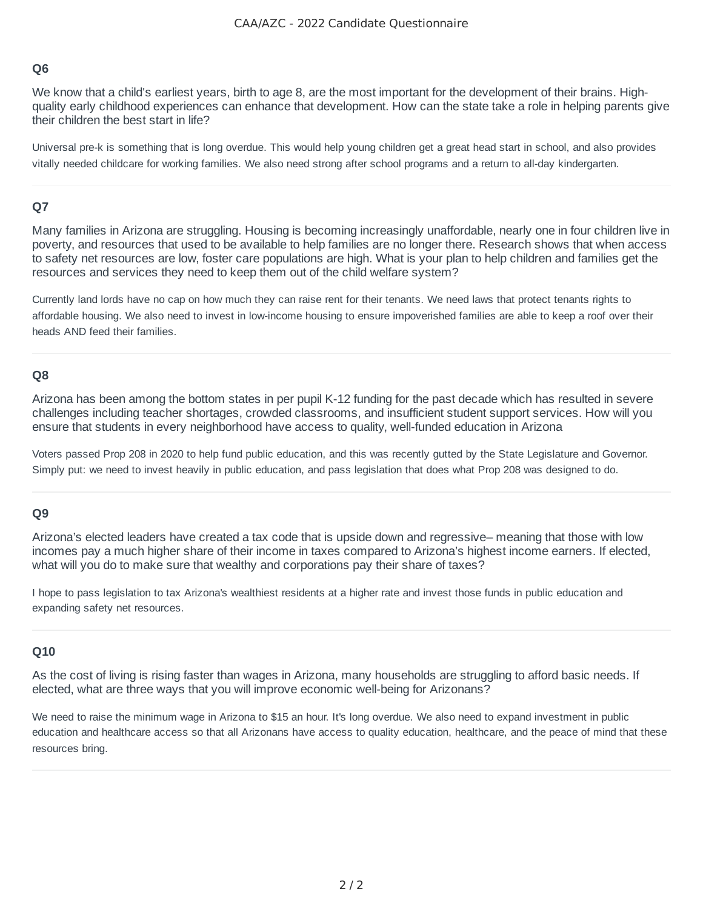### Q6

We know that a child's earliest years, birth to age 8, are the most important for the development of their brains. High-quality early childhood experiences can enhance that development. How can the state take a role in helping parents give their children the best start in life?

Universal pre-k is something that is long overdue. This would help young children get a great head start in school, and also provides vitally needed childcare for working families. We also need strong after school programs and a return to all-day kindergarten.

---

### Q7

Many families in Arizona are struggling. Housing is becoming increasingly unaffordable, nearly one in four children live in poverty, and resources that used to be available to help families are no longer there. Research shows that when access to safety net resources are low, foster care populations are high. What is your plan to help children and families get the resources and services they need to keep them out of the child welfare system?

Currently land lords have no cap on how much they can raise rent for their tenants. We need laws that protect tenants rights to affordable housing. We also need to invest in low-income housing to ensure impoverished families are able to keep a roof over their heads AND feed their families.

---

### Q8

Arizona has been among the bottom states in per pupil K-12 funding for the past decade which has resulted in severe challenges including teacher shortages, crowded classrooms, and insufficient student support services. How will you ensure that students in every neighborhood have access to quality, well-funded education in Arizona

Voters passed Prop 208 in 2020 to help fund public education, and this was recently gutted by the State Legislature and Governor. Simply put: we need to invest heavily in public education, and pass legislation that does what Prop 208 was designed to do.

---

### Q9

Arizona's elected leaders have created a tax code that is upside down and regressive– meaning that those with low incomes pay a much higher share of their income in taxes compared to Arizona's highest income earners. If elected, what will you do to make sure that wealthy and corporations pay their share of taxes?

I hope to pass legislation to tax Arizona's wealthiest residents at a higher rate and invest those funds in public education and expanding safety net resources.

---

### Q10

As the cost of living is rising faster than wages in Arizona, many households are struggling to afford basic needs. If elected, what are three ways that you will improve economic well-being for Arizonans?

We need to raise the minimum wage in Arizona to $15 an hour. It's long overdue. We also need to expand investment in public education and healthcare access so that all Arizonans have access to quality education, healthcare, and the peace of mind that these resources bring.